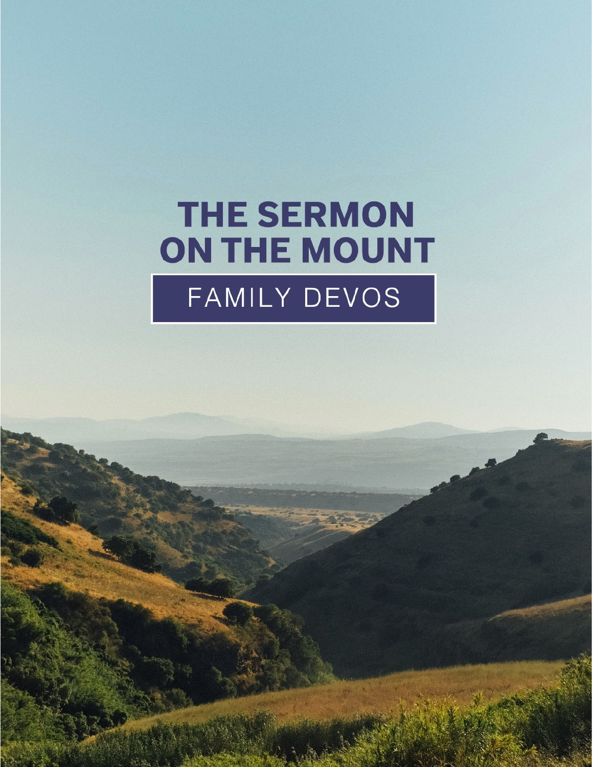# THE SERMON ON THE MOUNT

## FAMILY DEVOS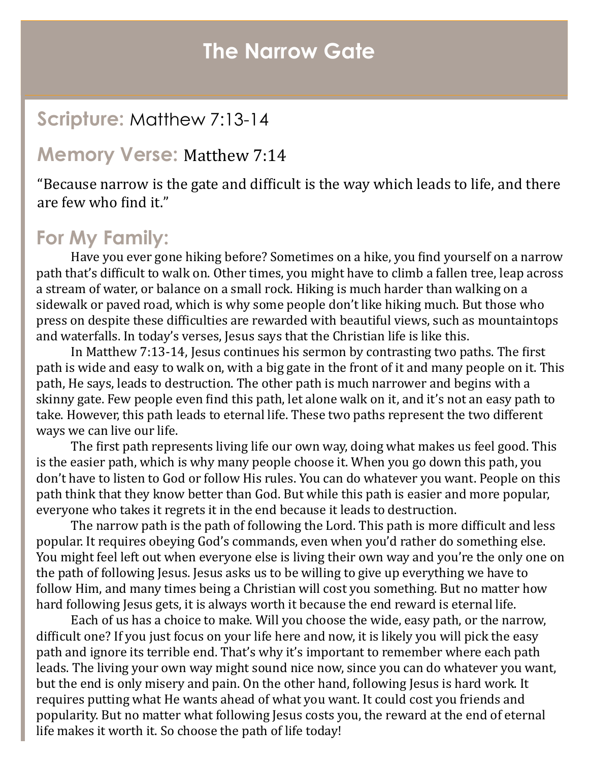# The Narrow Gate

## Scripture: Matthew 7:13-14

## Memory Verse: Matthew 7:14

"Because narrow is the gate and difficult is the way which leads to life, and there are few who find it."

## For My Family:

Have you ever gone hiking before? Sometimes on a hike, you find yourself on a narrow path that's difficult to walk on. Other times, you might have to climb a fallen tree, leap across a stream of water, or balance on a small rock. Hiking is much harder than walking on a sidewalk or paved road, which is why some people don't like hiking much. But those who press on despite these difficulties are rewarded with beautiful views, such as mountaintops and waterfalls. In today's verses, Jesus says that the Christian life is like this.

In Matthew 7:13-14, Jesus continues his sermon by contrasting two paths. The first path is wide and easy to walk on, with a big gate in the front of it and many people on it. This path, He says, leads to destruction. The other path is much narrower and begins with a skinny gate. Few people even find this path, let alone walk on it, and it's not an easy path to take. However, this path leads to eternal life. These two paths represent the two different ways we can live our life.

The first path represents living life our own way, doing what makes us feel good. This is the easier path, which is why many people choose it. When you go down this path, you don't have to listen to God or follow His rules. You can do whatever you want. People on this path think that they know better than God. But while this path is easier and more popular, everyone who takes it regrets it in the end because it leads to destruction.

The narrow path is the path of following the Lord. This path is more difficult and less popular. It requires obeying God's commands, even when you'd rather do something else. You might feel left out when everyone else is living their own way and you're the only one on the path of following Jesus. Jesus asks us to be willing to give up everything we have to follow Him, and many times being a Christian will cost you something. But no matter how hard following Jesus gets, it is always worth it because the end reward is eternal life.

Each of us has a choice to make. Will you choose the wide, easy path, or the narrow, difficult one? If you just focus on your life here and now, it is likely you will pick the easy path and ignore its terrible end. That's why it's important to remember where each path leads. The living your own way might sound nice now, since you can do whatever you want, but the end is only misery and pain. On the other hand, following Jesus is hard work. It requires putting what He wants ahead of what you want. It could cost you friends and popularity. But no matter what following Jesus costs you, the reward at the end of eternal life makes it worth it. So choose the path of life today!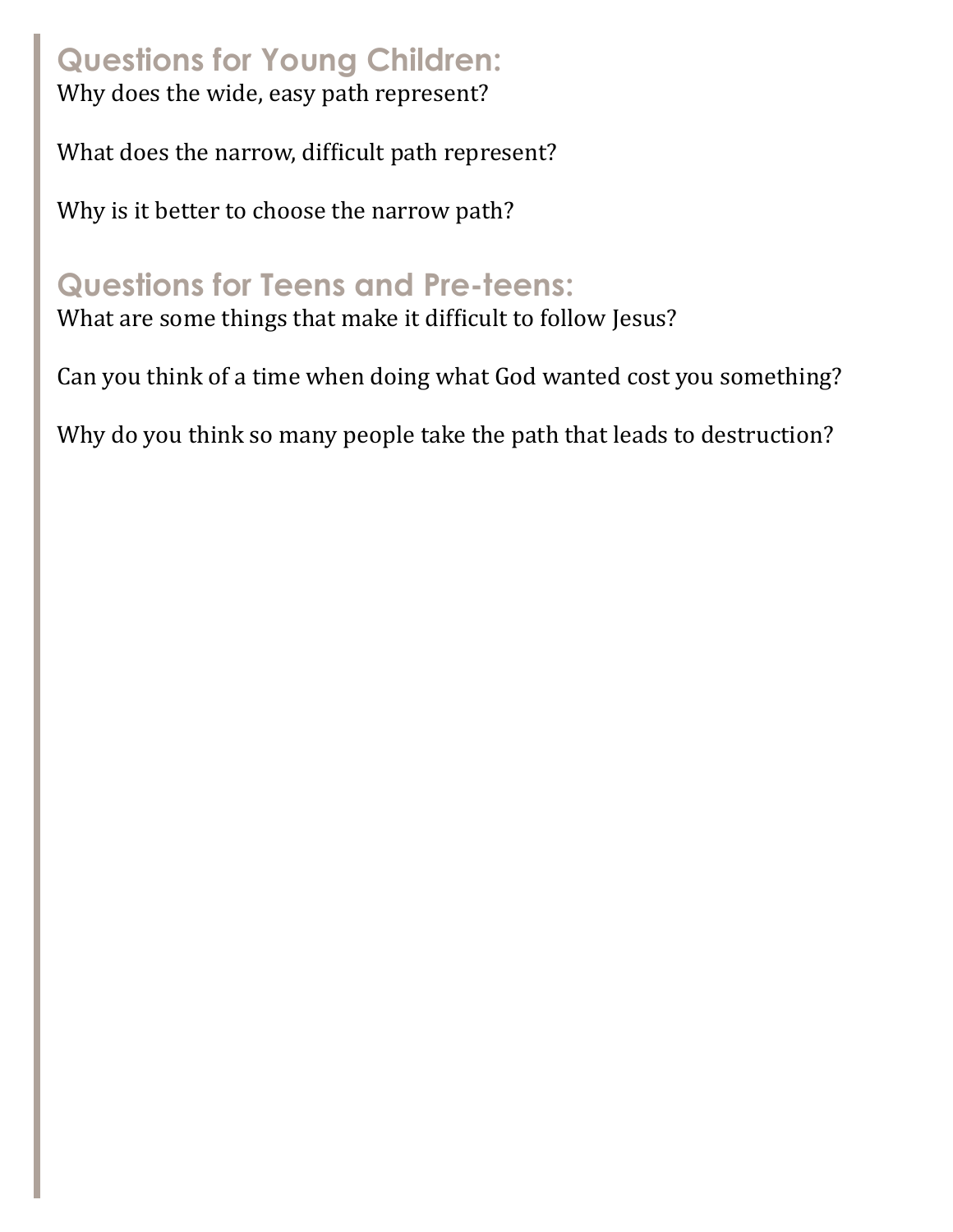## Questions for Young Children:

Why does the wide, easy path represent?

What does the narrow, difficult path represent?

Why is it better to choose the narrow path?

## Questions for Teens and Pre-teens:

What are some things that make it difficult to follow Jesus?

Can you think of a time when doing what God wanted cost you something?

Why do you think so many people take the path that leads to destruction?